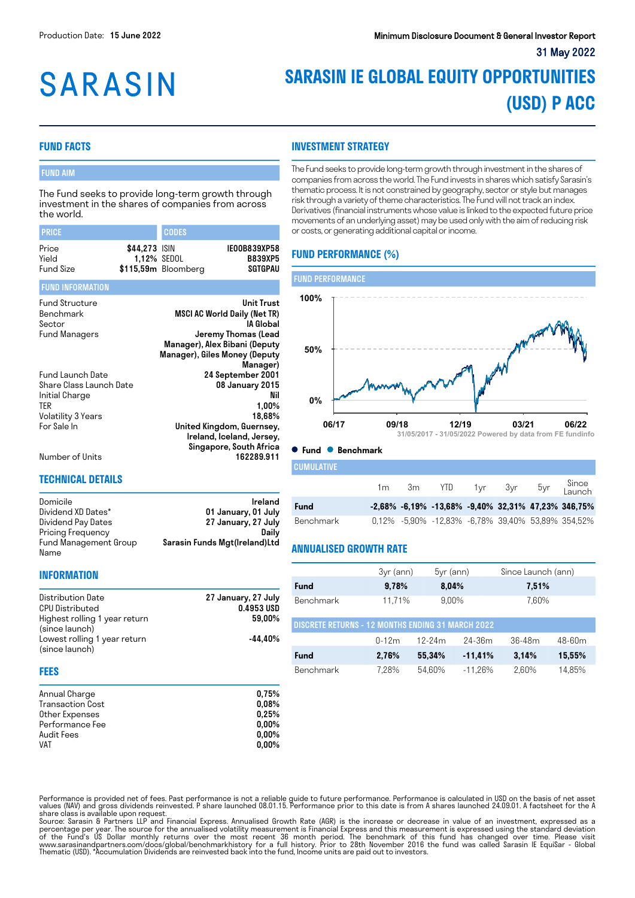Production Date: **15 June 2022**

**Minimum Disclosure Document & General Investor Report**

31 May 2022

# SARASIN

# SARASIN IE GLOBAL EQUITY OPPORTUNITIES (USD) P ACC

## FUND FACTS

### FUND AIM

The Fund seeks to provide long-term growth through investment in the shares of companies from across the world.

| PRICE | | CODES | |
|---|---|---|---|
| Price | $44,273 | ISIN | IE00B839XP58 |
| Yield | 1,12% | SEDOL | B839XP5 |
| Fund Size | $115,59m | Bloomberg | SGTGPAU |

### FUND INFORMATION

| | |
|---|---|
| Fund Structure | Unit Trust |
| Benchmark | MSCI AC World Daily (Net TR) |
| Sector | IA Global |
| Fund Managers | Jeremy Thomas (Lead Manager), Alex Bibani (Deputy Manager), Giles Money (Deputy Manager) |
| Fund Launch Date | 24 September 2001 |
| Share Class Launch Date | 08 January 2015 |
| Initial Charge | Nil |
| TER | 1,00% |
| Volatility 3 Years | 18,68% |
| For Sale In | United Kingdom, Guernsey, Ireland, Iceland, Jersey, Singapore, South Africa |
| Number of Units | 162289.911 |

## TECHNICAL DETAILS

| | |
|---|---|
| Domicile | Ireland |
| Dividend XD Dates* | 01 January, 01 July |
| Dividend Pay Dates | 27 January, 27 July |
| Pricing Frequency | Daily |
| Fund Management Group Name | Sarasin Funds Mgt(Ireland)Ltd |

## INFORMATION

| | |
|---|---|
| Distribution Date | 27 January, 27 July |
| CPU Distributed | 0.4953 USD |
| Highest rolling 1 year return (since launch) | 59,00% |
| Lowest rolling 1 year return (since launch) | -44,40% |

## FEES

| | |
|---|---|
| Annual Charge | 0,75% |
| Transaction Cost | 0,08% |
| Other Expenses | 0,25% |
| Performance Fee | 0,00% |
| Audit Fees | 0,00% |
| VAT | 0,00% |

## INVESTMENT STRATEGY

The Fund seeks to provide long-term growth through investment in the shares of companies from across the world. The Fund invests in shares which satisfy Sarasin's thematic process. It is not constrained by geography, sector or style but manages risk through a variety of theme characteristics. The Fund will not track an index. Derivatives (financial instruments whose value is linked to the expected future price movements of an underlying asset) may be used only with the aim of reducing risk or costs, or generating additional capital or income.

## FUND PERFORMANCE (%)

### FUND PERFORMANCE

31/05/2017 - 31/05/2022 Powered by data from FE fundinfo

● Fund ● Benchmark

### CUMULATIVE

| | 1m | 3m | YTD | 1yr | 3yr | 5yr | Since Launch |
|---|---|---|---|---|---|---|---|
| **Fund** | **-2,68%** | **-6,19%** | **-13,68%** | **-9,40%** | **32,31%** | **47,23%** | **346,75%** |
| Benchmark | 0,12% | -5,90% | -12,83% | -6,78% | 39,40% | 53,89% | 354,52% |

## ANNUALISED GROWTH RATE

| | 3yr (ann) | 5yr (ann) | Since Launch (ann) |
|---|---|---|---|
| **Fund** | **9,78%** | **8,04%** | **7,51%** |
| Benchmark | 11,71% | 9,00% | 7,60% |

### DISCRETE RETURNS - 12 MONTHS ENDING 31 MARCH 2022

| | 0-12m | 12-24m | 24-36m | 36-48m | 48-60m |
|---|---|---|---|---|---|
| **Fund** | **2,76%** | **55,34%** | **-11,41%** | **3,14%** | **15,55%** |
| Benchmark | 7,28% | 54,60% | -11,26% | 2,60% | 14,85% |

Performance is provided net of fees. Past performance is not a reliable guide to future performance. Performance is calculated in USD on the basis of net asset values (NAV) and gross dividends reinvested. P share launched 08.01.15. Performance prior to this date is from A shares launched 24.09.01. A factsheet for the A share class is available upon request.
Source: Sarasin & Partners LLP and Financial Express. Annualised Growth Rate (AGR) is the increase or decrease in value of an investment, expressed as a percentage per year. The source for the annualised volatility measurement is Financial Express and this measurement is expressed using the standard deviation of the Fund's US Dollar monthly returns over the most recent 36 month period. The benchmark of this fund has changed over time. Please visit www.sarasinandpartners.com/docs/global/benchmarkhistory for a full history. Prior to 28th November 2016 the fund was called Sarasin IE EquiSar - Global Thematic (USD). *Accumulation Dividends are reinvested back into the fund, Income units are paid out to investors.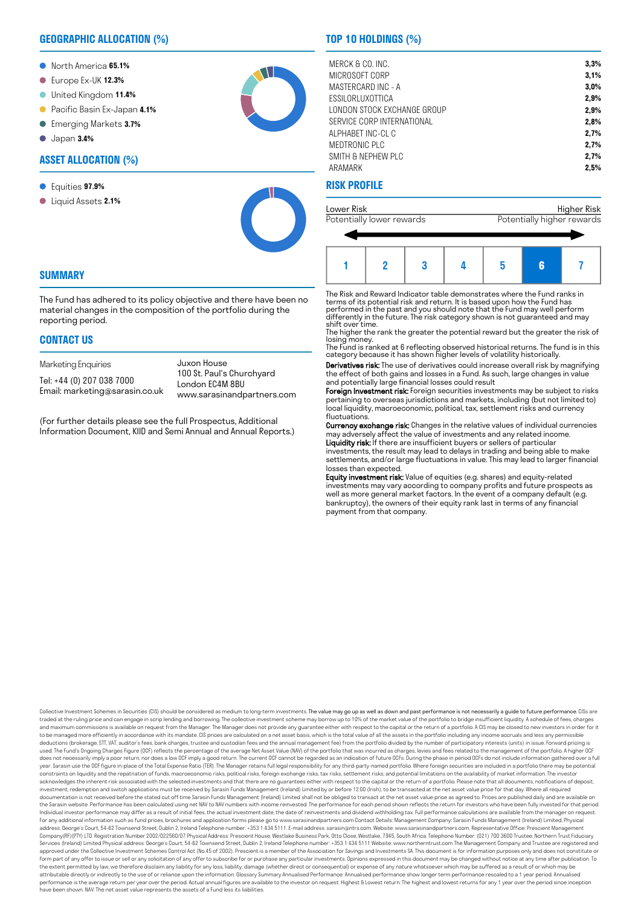## GEOGRAPHIC ALLOCATION (%)

- North America **65.1%**
- Europe Ex-UK **12.3%**
- United Kingdom **11.4%**
- Pacific Basin Ex-Japan **4.1%**
- Emerging Markets **3.7%**
- Japan **3.4%**

## ASSET ALLOCATION (%)

- Equities **97.9%**
- Liquid Assets **2.1%**

## SUMMARY

The Fund has adhered to its policy objective and there have been no material changes in the composition of the portfolio during the reporting period.

## CONTACT US

Marketing Enquiries

Tel: +44 (0) 207 038 7000
Email: marketing@sarasin.co.uk

Juxon House
100 St. Paul's Churchyard
London EC4M 8BU
www.sarasinandpartners.com

(For further details please see the full Prospectus, Additional Information Document, KIID and Semi Annual and Annual Reports.)

## TOP 10 HOLDINGS (%)

| | |
|---|---|
| MERCK & CO. INC. | **3,3%** |
| MICROSOFT CORP | **3,1%** |
| MASTERCARD INC - A | **3,0%** |
| ESSILORLUXOTTICA | **2,9%** |
| LONDON STOCK EXCHANGE GROUP | **2,9%** |
| SERVICE CORP INTERNATIONAL | **2,8%** |
| ALPHABET INC-CL C | **2,7%** |
| MEDTRONIC PLC | **2,7%** |
| SMITH & NEPHEW PLC | **2,7%** |
| ARAMARK | **2,5%** |

## RISK PROFILE

Lower Risk
Potentially lower rewards

Higher Risk
Potentially higher rewards

| | | | | | | |
|---|---|---|---|---|---|---|
| 1 | 2 | 3 | 4 | 5 | **6** | 7 |

The Risk and Reward Indicator table demonstrates where the Fund ranks in terms of its potential risk and return. It is based upon how the Fund has performed in the past and you should note that the Fund may well perform differently in the future. The risk category shown is not guaranteed and may shift over time.
The higher the rank the greater the potential reward but the greater the risk of losing money.
The Fund is ranked at 6 reflecting observed historical returns. The fund is in this category because it has shown higher levels of volatility historically.

**Derivatives risk:** The use of derivatives could increase overall risk by magnifying the effect of both gains and losses in a Fund. As such, large changes in value and potentially large financial losses could result
**Foreign Investment risk:** Foreign securities investments may be subject to risks pertaining to overseas jurisdictions and markets, including (but not limited to) local liquidity, macroeconomic, political, tax, settlement risks and currency fluctuations.
**Currency exchange risk:** Changes in the relative values of individual currencies may adversely affect the value of investments and any related income.
**Liquidity risk:** If there are insufficient buyers or sellers of particular investments, the result may lead to delays in trading and being able to make settlements, and/or large fluctuations in value. This may lead to larger financial losses than expected.
**Equity investment risk:** Value of equities (e.g. shares) and equity-related investments may vary according to company profits and future prospects as well as more general market factors. In the event of a company default (e.g. bankruptcy), the owners of their equity rank last in terms of any financial payment from that company.

Collective Investment Schemes in Securities (CIS) should be considered as medium to long-term investments. **The value may go up as well as down and past performance is not necessarily a guide to future performance.** CISs are traded at the ruling price and can engage in scrip lending and borrowing. The collective investment scheme may borrow up to 10% of the market value of the portfolio to bridge insufficient liquidity. A schedule of fees, charges and maximum commissions is available on request from the Manager. The Manager does not provide any guarantee either with respect to the capital or the return of a portfolio. A CIS may be closed to new investors in order for it to be managed more efficiently in accordance with its mandate. CIS prices are calculated on a net asset basis, which is the total value of all the assets in the portfolio including any income accruals and less any permissible deductions (brokerage, STT, VAT, auditor's fees, bank charges, trustee and custodian fees and the annual management fee) from the portfolio divided by the number of participatory interests (units) in issue. Forward pricing is used. The Fund's Ongoing Charges Figure (OCF) reflects the percentage of the average Net Asset Value (NAV) of the portfolio that was incurred as charges, levies and fees related to the management of the portfolio. A higher OCF does not necessarily imply a poor return, nor does a low OCF imply a good return. The current OCF cannot be regarded as an indication of future OCFs. During the phase in period OCFs do not include information gathered over a full year. Sarasin use the OCF figure in-place of the Total Expense Ratio (TER). The Manager retains full legal responsibility for any third-party-named portfolio. Where foreign securities are included in a portfolio there may be potential constraints on liquidity and the repatriation of funds, macroeconomic risks, political risks, foreign exchange risks, tax risks, settlement risks; and potential limitations on the availability of market information. The investor acknowledges the inherent risk associated with the selected investments and that there are no guarantees either with respect to the capital or the return of a portfolio. Please note that all documents, notifications of deposit, investment, redemption and switch applications must be received by Sarasin Funds Management (Ireland) Limited by or before 12:00 (Irish), to be transacted at the net asset value price for that day. Where all required documentation is not received before the stated cut off time Sarasin Funds Management (Ireland) Limited shall not be obliged to transact at the net asset value price as agreed to. Prices are published daily and are available on the Sarasin website. Performance has been calculated using net NAV to NAV numbers with income reinvested. The performance for each period shown reflects the return for investors who have been fully invested for that period. Individual investor performance may differ as a result of initial fees, the actual investment date, the date of reinvestments and dividend withholding tax. Full performance calculations are available from the manager on request. For any additional information such as fund prices, brochures and application forms please go to www.sarasinandpartners.com Contact Details: Management Company: Sarasin Funds Management (Ireland) Limited, Physical address: George's Court, 54-62 Townsend Street, Dublin 2, Ireland Telephone number: +353 1 434 5111. E-mail address: sarasin@ntrs.com. Website: www.sarasinandpartners.com. Representative Office: Prescient Management Company(RF)(PTY) LTD. Registration Number 2002/022560/07 Physical Address: Prescient House, Westlake Business Park, Otto Close, Westlake, 7945, South Africa. Telephone Number: (021) 700 3600 Trustee: Northern Trust Fiduciary Services (Ireland) Limited Physical address: George's Court, 54-62 Townsend Street, Dublin 2, Ireland Telephone number: +353 1 434 5111 Website: www.northerntrust.com The Management Company and Trustee are registered and approved under the Collective Investment Schemes Control Act (No.45 of 2002). Prescient is a member of the Association for Savings and Investments SA. This document is for information purposes only and does not constitute or form part of any offer to issue or sell or any solicitation of any offer to subscribe for or purchase any particular investments. Opinions expressed in this document may be changed without notice at any time after publication. To the extent permitted by law, we therefore disclaim any liability for any loss, liability, damage (whether direct or consequential) or expense of any nature whatsoever which may be suffered as a result of or which may be attributable directly or indirectly to the use of or reliance upon the information. Glossary Summary Annualised Performance: Annualised performance show longer term performance rescaled to a 1 year period. Annualised performance is the average return per year over the period. Actual annual figures are available to the investor on request. Highest & Lowest return: The highest and lowest returns for any 1 year over the period since inception have been shown. NAV: The net asset value represents the assets of a Fund less its liabilities.